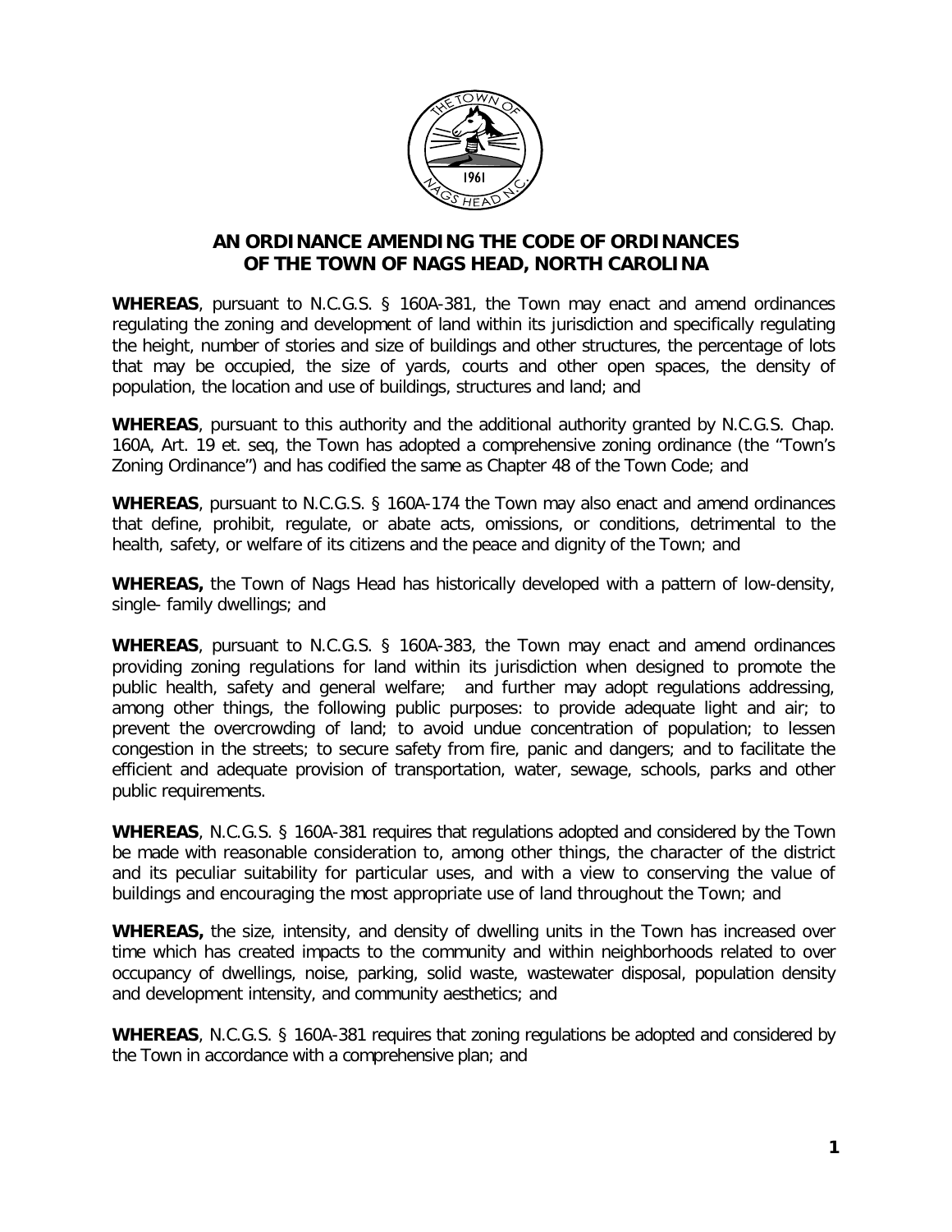# AN ORDINANCE AMENDING THE CODE OF ORDINANCES OF THE TOWN OF NAGS HEAD, NORTH CAROLINA

**WHEREAS**, pursuant to N.C.G.S. § 160A-381, the Town may enact and amend ordinances regulating the zoning and development of land within its jurisdiction and specifically regulating the height, number of stories and size of buildings and other structures, the percentage of lots that may be occupied, the size of yards, courts and other open spaces, the density of population, the location and use of buildings, structures and land; and

**WHEREAS**, pursuant to this authority and the additional authority granted by N.C.G.S. Chap. 160A, Art. 19 et. seq, the Town has adopted a comprehensive zoning ordinance (the "Town's Zoning Ordinance") and has codified the same as Chapter 48 of the Town Code; and

**WHEREAS**, pursuant to N.C.G.S. § 160A-174 the Town may also enact and amend ordinances that define, prohibit, regulate, or abate acts, omissions, or conditions, detrimental to the health, safety, or welfare of its citizens and the peace and dignity of the Town; and

**WHEREAS,** the Town of Nags Head has historically developed with a pattern of low-density, single- family dwellings; and

**WHEREAS**, pursuant to N.C.G.S. § 160A-383, the Town may enact and amend ordinances providing zoning regulations for land within its jurisdiction when designed to promote the public health, safety and general welfare; and further may adopt regulations addressing, among other things, the following public purposes: to provide adequate light and air; to prevent the overcrowding of land; to avoid undue concentration of population; to lessen congestion in the streets; to secure safety from fire, panic and dangers; and to facilitate the efficient and adequate provision of transportation, water, sewage, schools, parks and other public requirements.

**WHEREAS**, N.C.G.S. § 160A-381 requires that regulations adopted and considered by the Town be made with reasonable consideration to, among other things, the character of the district and its peculiar suitability for particular uses, and with a view to conserving the value of buildings and encouraging the most appropriate use of land throughout the Town; and

**WHEREAS,** the size, intensity, and density of dwelling units in the Town has increased over time which has created impacts to the community and within neighborhoods related to over occupancy of dwellings, noise, parking, solid waste, wastewater disposal, population density and development intensity, and community aesthetics; and

**WHEREAS**, N.C.G.S. § 160A-381 requires that zoning regulations be adopted and considered by the Town in accordance with a comprehensive plan; and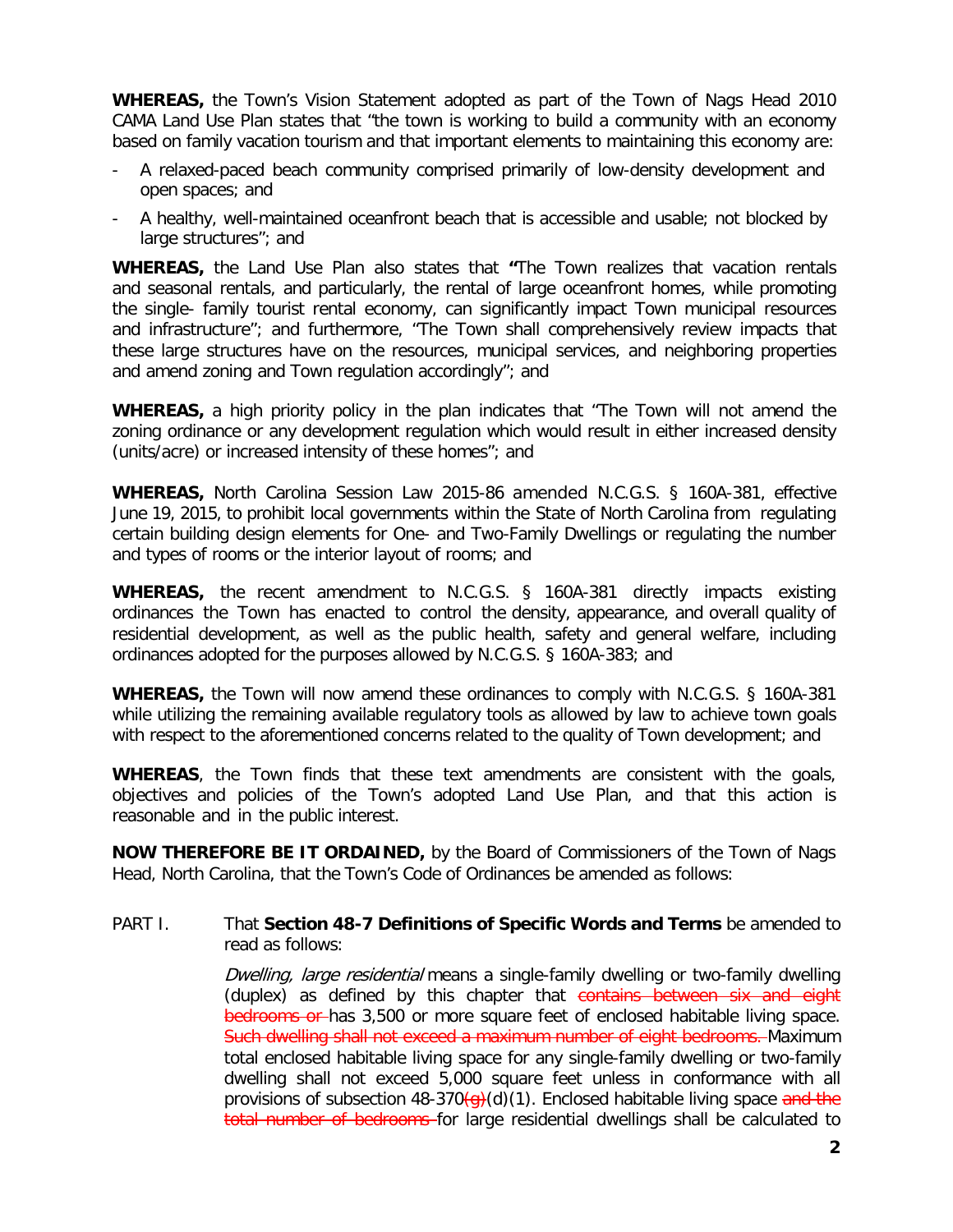**WHEREAS,** the Town's Vision Statement adopted as part of the Town of Nags Head 2010 CAMA Land Use Plan states that "the town is working to build a community with an economy based on family vacation tourism and that important elements to maintaining this economy are:

- A relaxed-paced beach community comprised primarily of low-density development and open spaces; and
- A healthy, well-maintained oceanfront beach that is accessible and usable; not blocked by large structures"; and

**WHEREAS,** the Land Use Plan also states that **"**The Town realizes that vacation rentals and seasonal rentals, and particularly, the rental of large oceanfront homes, while promoting the single- family tourist rental economy, can significantly impact Town municipal resources and infrastructure"; and furthermore, "The Town shall comprehensively review impacts that these large structures have on the resources, municipal services, and neighboring properties and amend zoning and Town regulation accordingly"; and

**WHEREAS,** a high priority policy in the plan indicates that "The Town will not amend the zoning ordinance or any development regulation which would result in either increased density (units/acre) or increased intensity of these homes"; and

**WHEREAS,** North Carolina Session Law 2015-86 amended N.C.G.S. § 160A-381, effective June 19, 2015, to prohibit local governments within the State of North Carolina from regulating certain building design elements for One- and Two-Family Dwellings or regulating the number and types of rooms or the interior layout of rooms; and

**WHEREAS,** the recent amendment to N.C.G.S. § 160A-381 directly impacts existing ordinances the Town has enacted to control the density, appearance, and overall quality of residential development, as well as the public health, safety and general welfare, including ordinances adopted for the purposes allowed by N.C.G.S. § 160A-383; and

**WHEREAS,** the Town will now amend these ordinances to comply with N.C.G.S. § 160A-381 while utilizing the remaining available regulatory tools as allowed by law to achieve town goals with respect to the aforementioned concerns related to the quality of Town development; and

**WHEREAS**, the Town finds that these text amendments are consistent with the goals, objectives and policies of the Town's adopted Land Use Plan, and that this action is reasonable and in the public interest.

**NOW THEREFORE BE IT ORDAINED,** by the Board of Commissioners of the Town of Nags Head, North Carolina, that the Town's Code of Ordinances be amended as follows:

PART I. That **Section 48-7 Definitions of Specific Words and Terms** be amended to read as follows:

*Dwelling, large residential* means a single-family dwelling or two-family dwelling (duplex) as defined by this chapter that ~~contains between six and eight bedrooms or~~ has 3,500 or more square feet of enclosed habitable living space. ~~Such dwelling shall not exceed a maximum number of eight bedrooms.~~ Maximum total enclosed habitable living space for any single-family dwelling or two-family dwelling shall not exceed 5,000 square feet unless in conformance with all provisions of subsection 48-370~~(g)~~(d)(1). Enclosed habitable living space ~~and the total number of bedrooms~~ for large residential dwellings shall be calculated to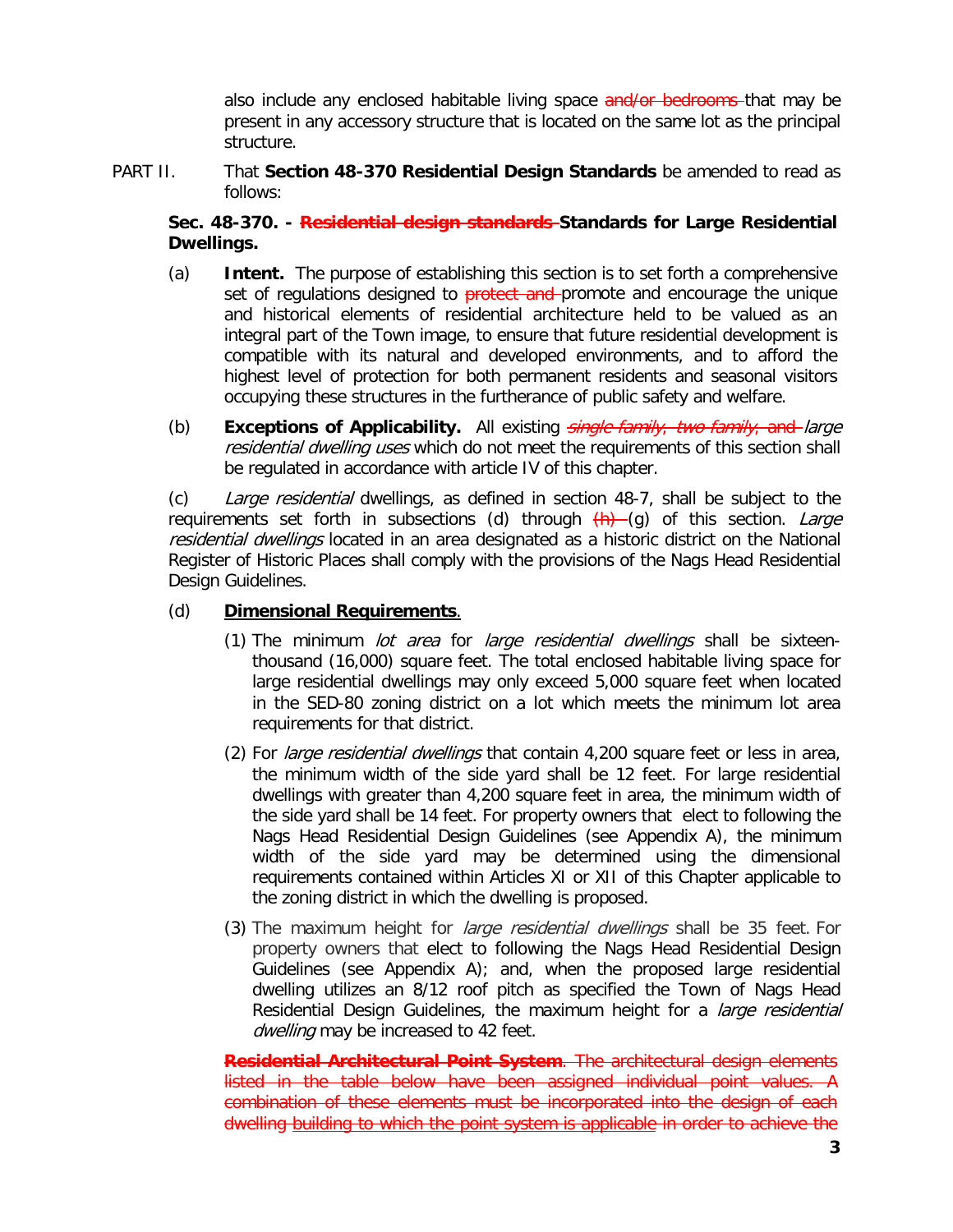also include any enclosed habitable living space ~~and/or bedrooms~~ that may be present in any accessory structure that is located on the same lot as the principal structure.

PART II. That **Section 48-370 Residential Design Standards** be amended to read as follows:

**Sec. 48-370. - ~~Residential design standards~~ Standards for Large Residential Dwellings.**

(a) **Intent.** The purpose of establishing this section is to set forth a comprehensive set of regulations designed to ~~protect and~~ promote and encourage the unique and historical elements of residential architecture held to be valued as an integral part of the Town image, to ensure that future residential development is compatible with its natural and developed environments, and to afford the highest level of protection for both permanent residents and seasonal visitors occupying these structures in the furtherance of public safety and welfare.

(b) **Exceptions of Applicability.** All existing ~~*single family, two family,* and~~ *large residential dwelling uses* which do not meet the requirements of this section shall be regulated in accordance with article IV of this chapter.

(c) *Large residential* dwellings, as defined in section 48-7, shall be subject to the requirements set forth in subsections (d) through ~~(h)~~ (g) of this section. *Large residential dwellings* located in an area designated as a historic district on the National Register of Historic Places shall comply with the provisions of the Nags Head Residential Design Guidelines.

(d) **Dimensional Requirements**.

(1) The minimum *lot area* for *large residential dwellings* shall be sixteen-thousand (16,000) square feet. The total enclosed habitable living space for large residential dwellings may only exceed 5,000 square feet when located in the SED-80 zoning district on a lot which meets the minimum lot area requirements for that district.

(2) For *large residential dwellings* that contain 4,200 square feet or less in area, the minimum width of the side yard shall be 12 feet. For large residential dwellings with greater than 4,200 square feet in area, the minimum width of the side yard shall be 14 feet. For property owners that elect to following the Nags Head Residential Design Guidelines (see Appendix A), the minimum width of the side yard may be determined using the dimensional requirements contained within Articles XI or XII of this Chapter applicable to the zoning district in which the dwelling is proposed.

(3) The maximum height for *large residential dwellings* shall be 35 feet. For property owners that elect to following the Nags Head Residential Design Guidelines (see Appendix A); and, when the proposed large residential dwelling utilizes an 8/12 roof pitch as specified the Town of Nags Head Residential Design Guidelines, the maximum height for a *large residential dwelling* may be increased to 42 feet.

~~**Residential Architectural Point System**. The architectural design elements listed in the table below have been assigned individual point values. A combination of these elements must be incorporated into the design of each dwelling building to which the point system is applicable in order to achieve the~~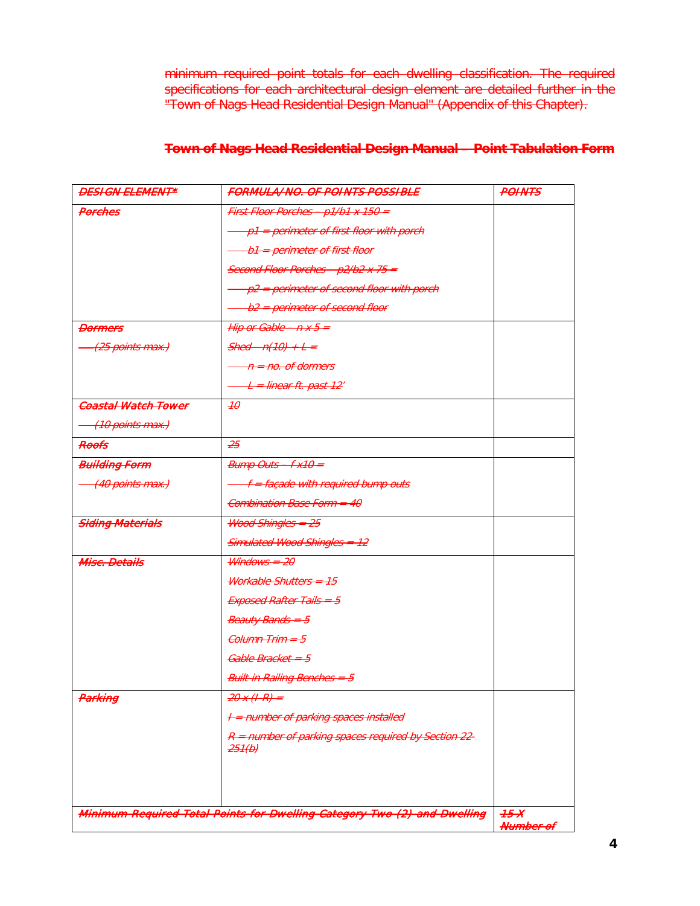~~minimum required point totals for each dwelling classification. The required specifications for each architectural design element are detailed further in the "Town of Nags Head Residential Design Manual" (Appendix of this Chapter).~~

### ~~Town of Nags Head Residential Design Manual – Point Tabulation Form~~

| ~~***DESIGN ELEMENT****~~ | ~~***FORMULA/NO. OF POINTS POSSIBLE***~~ | ~~***POINTS***~~ |
|---|---|---|
| ~~***Porches***~~ | ~~*First Floor Porches – p1/b1 x 150 =*~~<br>~~*p1 = perimeter of first floor with porch*~~<br>~~*b1 = perimeter of first floor*~~<br>~~*Second Floor Porches – p2/b2 x 75 =*~~<br>~~*p2 = perimeter of second floor with porch*~~<br>~~*b2 = perimeter of second floor*~~ | |
| ~~***Dormers***~~<br>~~*(25 points max.)*~~ | ~~*Hip or Gable – n x 5 =*~~<br>~~*Shed – n(10) + L =*~~<br>~~*n = no. of dormers*~~<br>~~*L = linear ft. past 12'*~~ | |
| ~~***Coastal Watch Tower***~~<br>~~*(10 points max.)*~~ | ~~*10*~~ | |
| ~~***Roofs***~~ | ~~*25*~~ | |
| ~~***Building Form***~~<br>~~*(40 points max.)*~~ | ~~*Bump Outs – f x10 =*~~<br>~~*f = façade with required bump outs*~~<br>~~*Combination Base Form = 40*~~ | |
| ~~***Siding Materials***~~ | ~~*Wood Shingles = 25*~~<br>~~*Simulated Wood Shingles = 12*~~ | |
| ~~***Misc. Details***~~ | ~~*Windows = 20*~~<br>~~*Workable Shutters = 15*~~<br>~~*Exposed Rafter Tails = 5*~~<br>~~*Beauty Bands = 5*~~<br>~~*Column Trim = 5*~~<br>~~*Gable Bracket = 5*~~<br>~~*Built-in Railing Benches = 5*~~ | |
| ~~***Parking***~~ | ~~*20 x (I-R) =*~~<br>~~*I = number of parking spaces installed*~~<br>~~*R = number of parking spaces required by Section 22-251(b)*~~ | |
| ~~***Minimum Required Total Points for Dwelling Category Two (2) and Dwelling***~~ | | ~~***15 X Number of***~~ |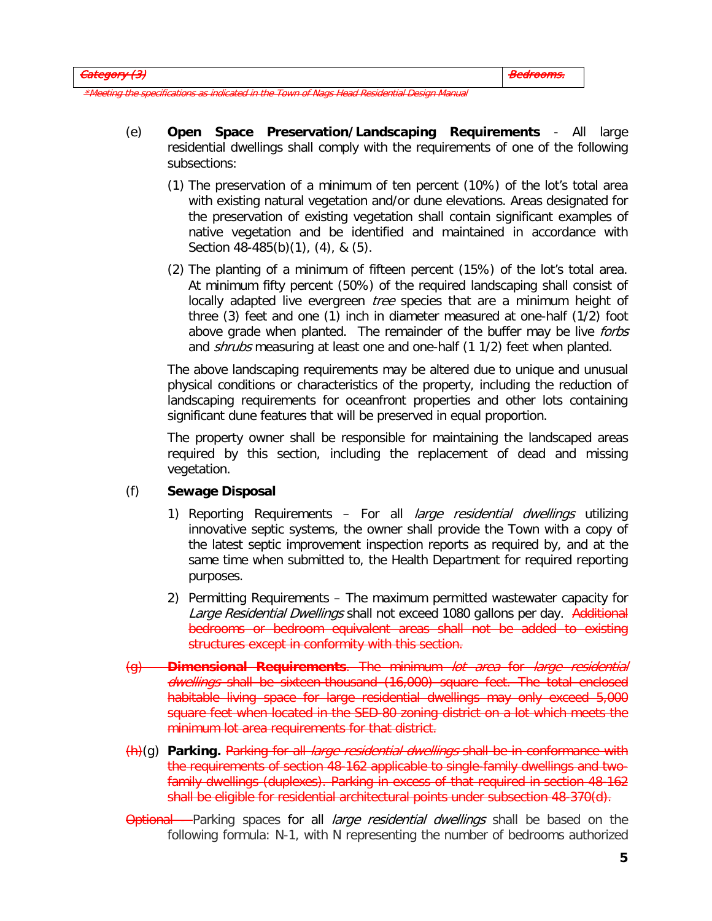| ~~Category (3)~~ | ~~Bedrooms.~~ |
|---|---|

~~*Meeting the specifications as indicated in the Town of Nags Head Residential Design Manual~~

(e) **Open Space Preservation/Landscaping Requirements** - All large residential dwellings shall comply with the requirements of one of the following subsections:

(1) The preservation of a minimum of ten percent (10%) of the lot's total area with existing natural vegetation and/or dune elevations. Areas designated for the preservation of existing vegetation shall contain significant examples of native vegetation and be identified and maintained in accordance with Section 48-485(b)(1), (4), & (5).

(2) The planting of a minimum of fifteen percent (15%) of the lot's total area. At minimum fifty percent (50%) of the required landscaping shall consist of locally adapted live evergreen *tree* species that are a minimum height of three (3) feet and one (1) inch in diameter measured at one-half (1/2) foot above grade when planted. The remainder of the buffer may be live *forbs* and *shrubs* measuring at least one and one-half (1 1/2) feet when planted.

The above landscaping requirements may be altered due to unique and unusual physical conditions or characteristics of the property, including the reduction of landscaping requirements for oceanfront properties and other lots containing significant dune features that will be preserved in equal proportion.

The property owner shall be responsible for maintaining the landscaped areas required by this section, including the replacement of dead and missing vegetation.

(f) **Sewage Disposal**

1) Reporting Requirements – For all *large residential dwellings* utilizing innovative septic systems, the owner shall provide the Town with a copy of the latest septic improvement inspection reports as required by, and at the same time when submitted to, the Health Department for required reporting purposes.

2) Permitting Requirements – The maximum permitted wastewater capacity for *Large Residential Dwellings* shall not exceed 1080 gallons per day. ~~Additional bedrooms or bedroom equivalent areas shall not be added to existing structures except in conformity with this section.~~

~~(g) **Dimensional Requirements**. The minimum *lot area* for *large residential dwellings* shall be sixteen thousand (16,000) square feet. The total enclosed habitable living space for large residential dwellings may only exceed 5,000 square feet when located in the SED-80 zoning district on a lot which meets the minimum lot area requirements for that district.~~

~~(h)~~(g) **Parking.** ~~Parking for all *large residential dwellings* shall be in conformance with the requirements of section 48-162 applicable to single-family dwellings and two-family dwellings (duplexes). Parking in excess of that required in section 48-162 shall be eligible for residential architectural points under subsection 48-370(d).~~

~~Optional –~~ Parking spaces for all *large residential dwellings* shall be based on the following formula: N-1, with N representing the number of bedrooms authorized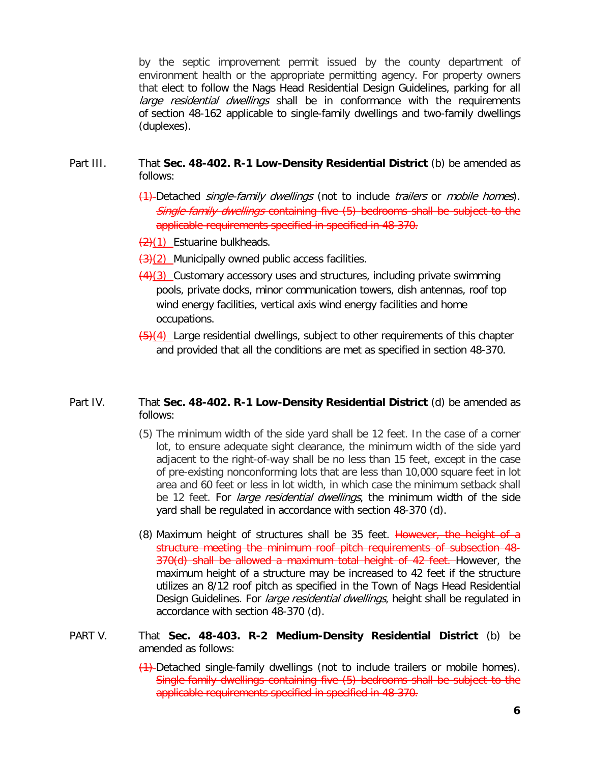by the septic improvement permit issued by the county department of environment health or the appropriate permitting agency. For property owners that elect to follow the Nags Head Residential Design Guidelines, parking for all *large residential dwellings* shall be in conformance with the requirements of section 48-162 applicable to single-family dwellings and two-family dwellings (duplexes).

Part III. That **Sec. 48-402. R-1 Low-Density Residential District** (b) be amended as follows:

~~(1)~~ Detached *single-family dwellings* (not to include *trailers* or *mobile homes*). ~~*Single-family dwellings* containing five (5) bedrooms shall be subject to the applicable requirements specified in specified in 48-370.~~

~~(2)~~(1) Estuarine bulkheads.

~~(3)~~(2) Municipally owned public access facilities.

~~(4)~~(3) Customary accessory uses and structures, including private swimming pools, private docks, minor communication towers, dish antennas, roof top wind energy facilities, vertical axis wind energy facilities and home occupations.

~~(5)~~(4) Large residential dwellings, subject to other requirements of this chapter and provided that all the conditions are met as specified in section 48-370.

Part IV. That **Sec. 48-402. R-1 Low-Density Residential District** (d) be amended as follows:

(5) The minimum width of the side yard shall be 12 feet. In the case of a corner lot, to ensure adequate sight clearance, the minimum width of the side yard adjacent to the right-of-way shall be no less than 15 feet, except in the case of pre-existing nonconforming lots that are less than 10,000 square feet in lot area and 60 feet or less in lot width, in which case the minimum setback shall be 12 feet. For *large residential dwellings*, the minimum width of the side yard shall be regulated in accordance with section 48-370 (d).

(8) Maximum height of structures shall be 35 feet. ~~However, the height of a structure meeting the minimum roof pitch requirements of subsection 48-370(d) shall be allowed a maximum total height of 42 feet.~~ However, the maximum height of a structure may be increased to 42 feet if the structure utilizes an 8/12 roof pitch as specified in the Town of Nags Head Residential Design Guidelines. For *large residential dwellings*, height shall be regulated in accordance with section 48-370 (d).

PART V. That **Sec. 48-403. R-2 Medium-Density Residential District** (b) be amended as follows:

~~(1)~~ Detached single-family dwellings (not to include trailers or mobile homes). ~~Single-family dwellings containing five (5) bedrooms shall be subject to the applicable requirements specified in specified in 48-370.~~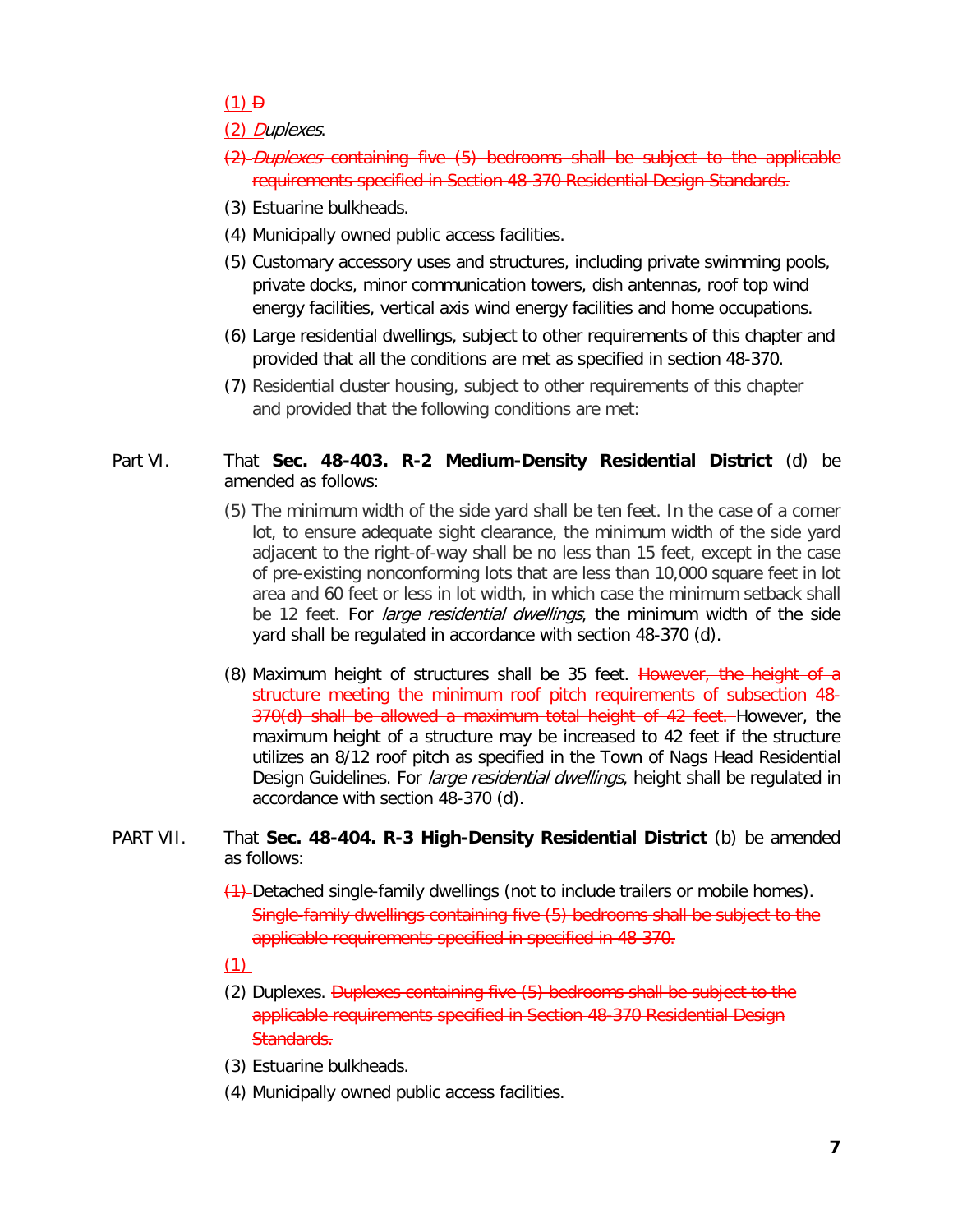(1) ~~D~~

(2) *Duplexes*.

~~(2) *Duplexes* containing five (5) bedrooms shall be subject to the applicable requirements specified in Section 48-370 Residential Design Standards.~~

(3) Estuarine bulkheads.

(4) Municipally owned public access facilities.

(5) Customary accessory uses and structures, including private swimming pools, private docks, minor communication towers, dish antennas, roof top wind energy facilities, vertical axis wind energy facilities and home occupations.

(6) Large residential dwellings, subject to other requirements of this chapter and provided that all the conditions are met as specified in section 48-370.

(7) Residential cluster housing, subject to other requirements of this chapter and provided that the following conditions are met:

Part VI. That **Sec. 48-403. R-2 Medium-Density Residential District** (d) be amended as follows:

(5) The minimum width of the side yard shall be ten feet. In the case of a corner lot, to ensure adequate sight clearance, the minimum width of the side yard adjacent to the right-of-way shall be no less than 15 feet, except in the case of pre-existing nonconforming lots that are less than 10,000 square feet in lot area and 60 feet or less in lot width, in which case the minimum setback shall be 12 feet. For *large residential dwellings*, the minimum width of the side yard shall be regulated in accordance with section 48-370 (d).

(8) Maximum height of structures shall be 35 feet. ~~However, the height of a structure meeting the minimum roof pitch requirements of subsection 48-370(d) shall be allowed a maximum total height of 42 feet.~~ However, the maximum height of a structure may be increased to 42 feet if the structure utilizes an 8/12 roof pitch as specified in the Town of Nags Head Residential Design Guidelines. For *large residential dwellings*, height shall be regulated in accordance with section 48-370 (d).

PART VII. That **Sec. 48-404. R-3 High-Density Residential District** (b) be amended as follows:

~~(1)~~ Detached single-family dwellings (not to include trailers or mobile homes). ~~Single-family dwellings containing five (5) bedrooms shall be subject to the applicable requirements specified in specified in 48-370.~~

(1)

(2) Duplexes. ~~Duplexes containing five (5) bedrooms shall be subject to the applicable requirements specified in Section 48-370 Residential Design Standards.~~

(3) Estuarine bulkheads.

(4) Municipally owned public access facilities.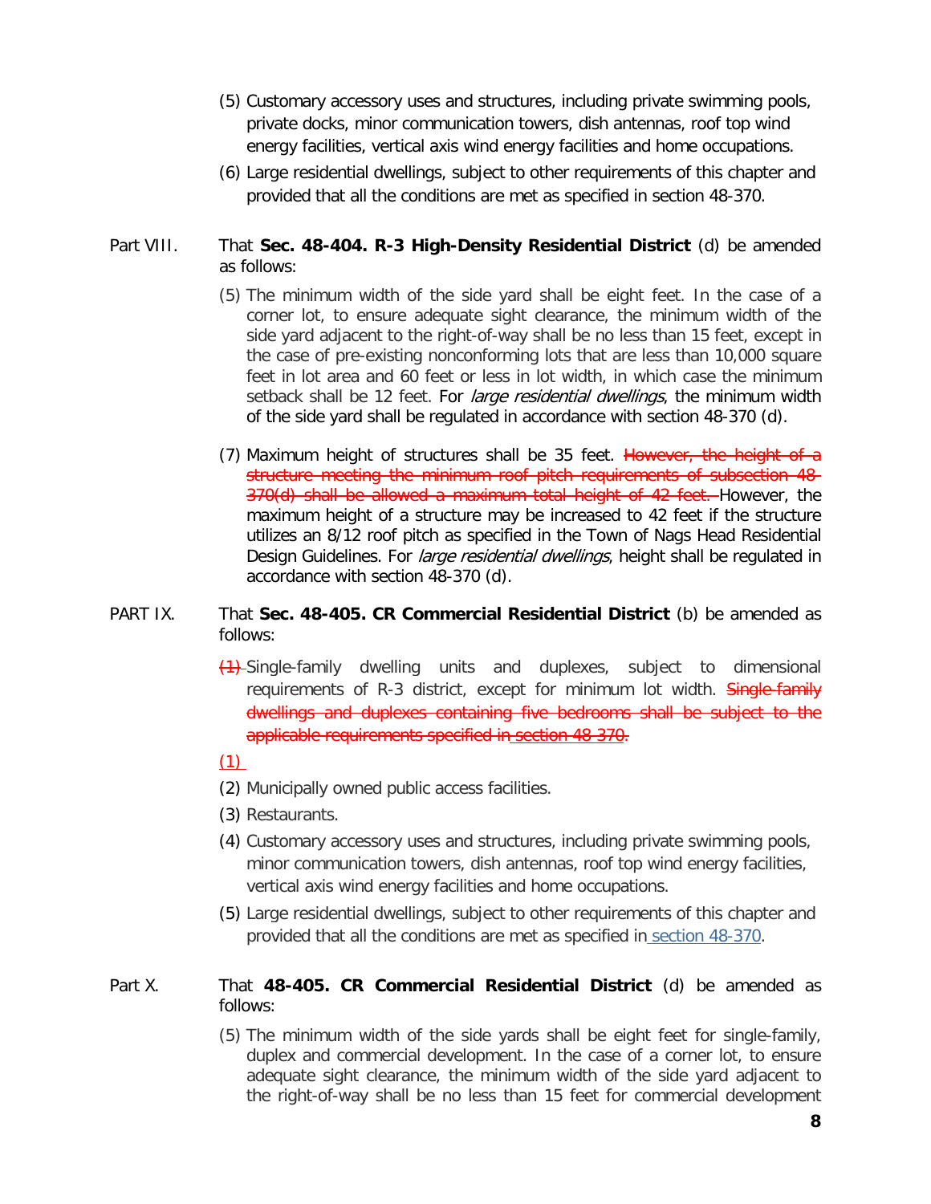(5) Customary accessory uses and structures, including private swimming pools, private docks, minor communication towers, dish antennas, roof top wind energy facilities, vertical axis wind energy facilities and home occupations.

(6) Large residential dwellings, subject to other requirements of this chapter and provided that all the conditions are met as specified in section 48-370.

Part VIII. That **Sec. 48-404. R-3 High-Density Residential District** (d) be amended as follows:

(5) The minimum width of the side yard shall be eight feet. In the case of a corner lot, to ensure adequate sight clearance, the minimum width of the side yard adjacent to the right-of-way shall be no less than 15 feet, except in the case of pre-existing nonconforming lots that are less than 10,000 square feet in lot area and 60 feet or less in lot width, in which case the minimum setback shall be 12 feet. For *large residential dwellings*, the minimum width of the side yard shall be regulated in accordance with section 48-370 (d).

(7) Maximum height of structures shall be 35 feet. ~~However, the height of a structure meeting the minimum roof pitch requirements of subsection 48-370(d) shall be allowed a maximum total height of 42 feet.~~ However, the maximum height of a structure may be increased to 42 feet if the structure utilizes an 8/12 roof pitch as specified in the Town of Nags Head Residential Design Guidelines. For *large residential dwellings*, height shall be regulated in accordance with section 48-370 (d).

PART IX. That **Sec. 48-405. CR Commercial Residential District** (b) be amended as follows:

~~(1)~~ Single-family dwelling units and duplexes, subject to dimensional requirements of R-3 district, except for minimum lot width. ~~Single-family dwellings and duplexes containing five bedrooms shall be subject to the applicable requirements specified in section 48-370.~~

(1)

(2) Municipally owned public access facilities.

(3) Restaurants.

(4) Customary accessory uses and structures, including private swimming pools, minor communication towers, dish antennas, roof top wind energy facilities, vertical axis wind energy facilities and home occupations.

(5) Large residential dwellings, subject to other requirements of this chapter and provided that all the conditions are met as specified in section 48-370.

Part X. That **48-405. CR Commercial Residential District** (d) be amended as follows:

(5) The minimum width of the side yards shall be eight feet for single-family, duplex and commercial development. In the case of a corner lot, to ensure adequate sight clearance, the minimum width of the side yard adjacent to the right-of-way shall be no less than 15 feet for commercial development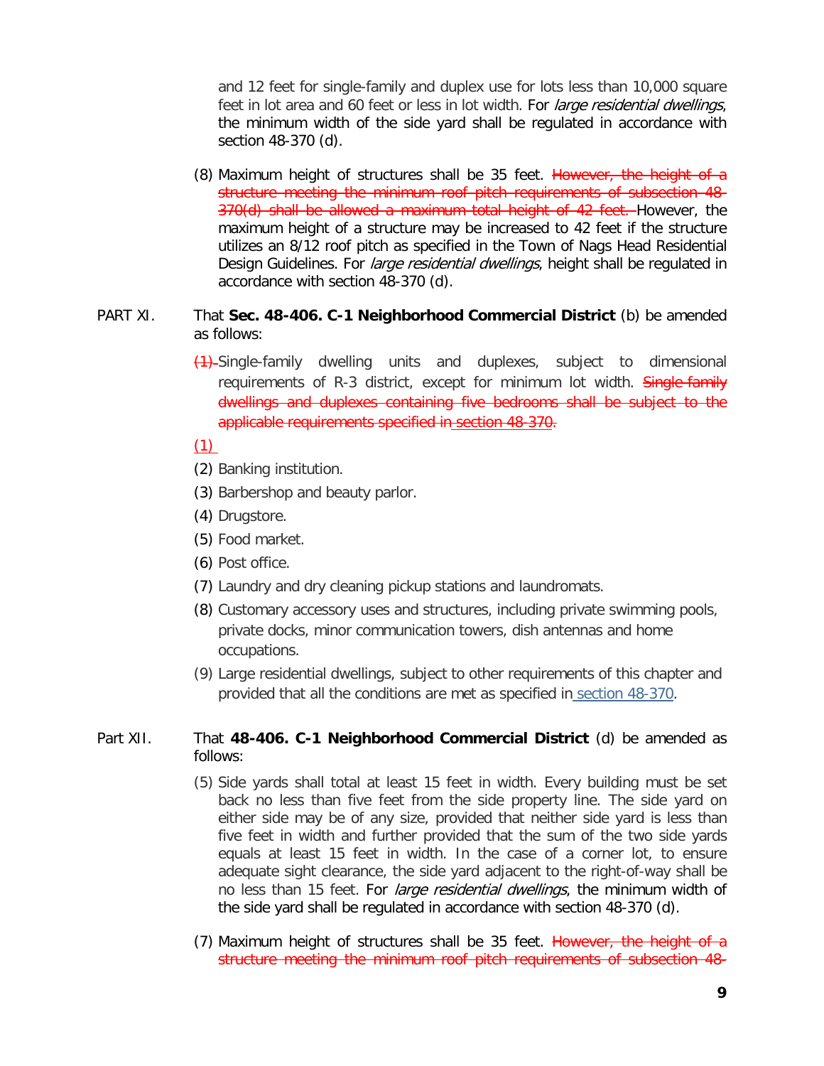and 12 feet for single-family and duplex use for lots less than 10,000 square feet in lot area and 60 feet or less in lot width. For *large residential dwellings*, the minimum width of the side yard shall be regulated in accordance with section 48-370 (d).

(8) Maximum height of structures shall be 35 feet. ~~However, the height of a structure meeting the minimum roof pitch requirements of subsection 48-370(d) shall be allowed a maximum total height of 42 feet.~~ However, the maximum height of a structure may be increased to 42 feet if the structure utilizes an 8/12 roof pitch as specified in the Town of Nags Head Residential Design Guidelines. For *large residential dwellings*, height shall be regulated in accordance with section 48-370 (d).

PART XI. That **Sec. 48-406. C-1 Neighborhood Commercial District** (b) be amended as follows:

~~(1)~~ Single-family dwelling units and duplexes, subject to dimensional requirements of R-3 district, except for minimum lot width. ~~Single-family dwellings and duplexes containing five bedrooms shall be subject to the applicable requirements specified in section 48-370.~~

(1)

(2) Banking institution.

(3) Barbershop and beauty parlor.

(4) Drugstore.

(5) Food market.

(6) Post office.

(7) Laundry and dry cleaning pickup stations and laundromats.

(8) Customary accessory uses and structures, including private swimming pools, private docks, minor communication towers, dish antennas and home occupations.

(9) Large residential dwellings, subject to other requirements of this chapter and provided that all the conditions are met as specified in section 48-370.

Part XII. That **48-406. C-1 Neighborhood Commercial District** (d) be amended as follows:

(5) Side yards shall total at least 15 feet in width. Every building must be set back no less than five feet from the side property line. The side yard on either side may be of any size, provided that neither side yard is less than five feet in width and further provided that the sum of the two side yards equals at least 15 feet in width. In the case of a corner lot, to ensure adequate sight clearance, the side yard adjacent to the right-of-way shall be no less than 15 feet. For *large residential dwellings*, the minimum width of the side yard shall be regulated in accordance with section 48-370 (d).

(7) Maximum height of structures shall be 35 feet. ~~However, the height of a structure meeting the minimum roof pitch requirements of subsection 48-~~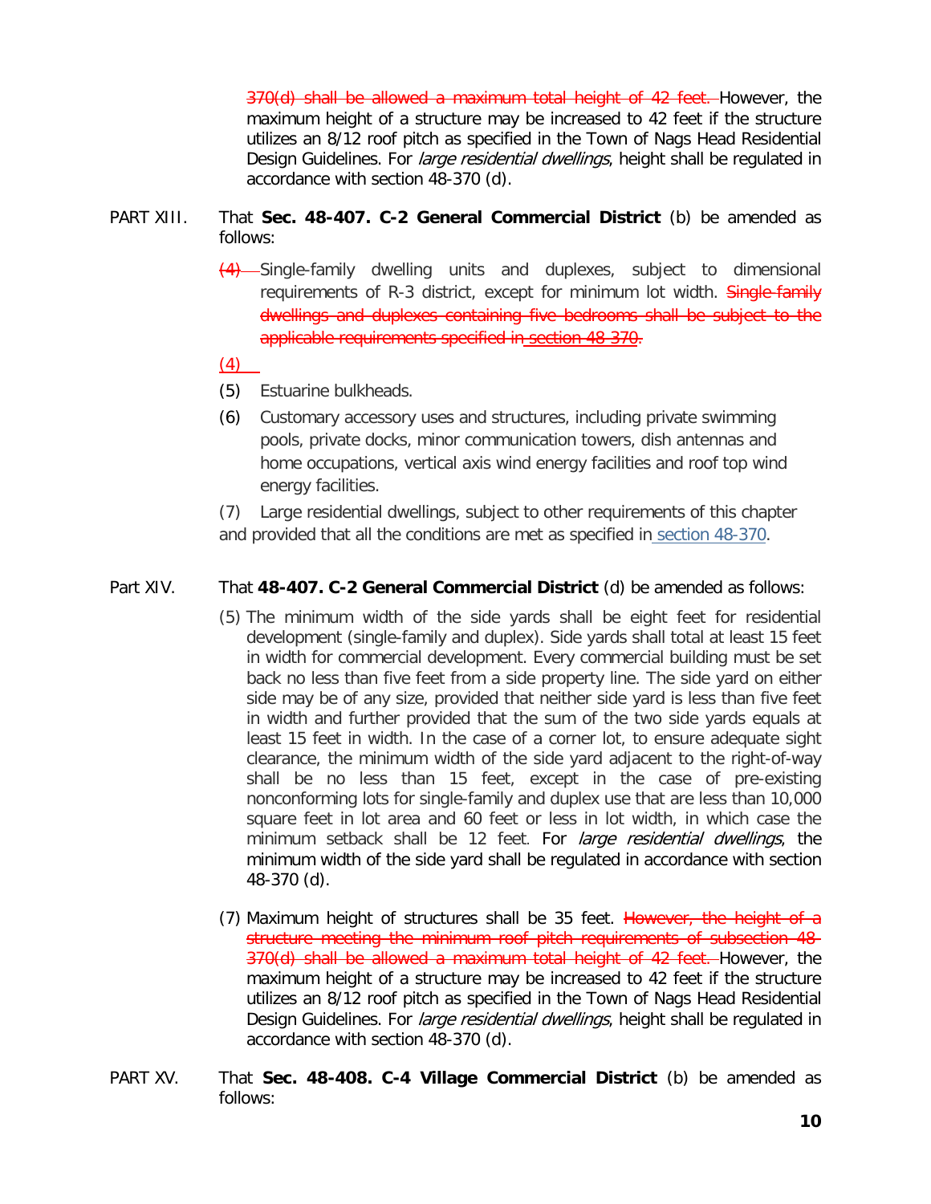~~370(d) shall be allowed a maximum total height of 42 feet.~~ However, the maximum height of a structure may be increased to 42 feet if the structure utilizes an 8/12 roof pitch as specified in the Town of Nags Head Residential Design Guidelines. For *large residential dwellings*, height shall be regulated in accordance with section 48-370 (d).

PART XIII. That **Sec. 48-407. C-2 General Commercial District** (b) be amended as follows:

~~(4)~~ Single-family dwelling units and duplexes, subject to dimensional requirements of R-3 district, except for minimum lot width. ~~Single-family dwellings and duplexes containing five bedrooms shall be subject to the applicable requirements specified in section 48-370.~~

(4)

(5) Estuarine bulkheads.

(6) Customary accessory uses and structures, including private swimming pools, private docks, minor communication towers, dish antennas and home occupations, vertical axis wind energy facilities and roof top wind energy facilities.

(7) Large residential dwellings, subject to other requirements of this chapter and provided that all the conditions are met as specified in section 48-370.

Part XIV. That **48-407. C-2 General Commercial District** (d) be amended as follows:

(5) The minimum width of the side yards shall be eight feet for residential development (single-family and duplex). Side yards shall total at least 15 feet in width for commercial development. Every commercial building must be set back no less than five feet from a side property line. The side yard on either side may be of any size, provided that neither side yard is less than five feet in width and further provided that the sum of the two side yards equals at least 15 feet in width. In the case of a corner lot, to ensure adequate sight clearance, the minimum width of the side yard adjacent to the right-of-way shall be no less than 15 feet, except in the case of pre-existing nonconforming lots for single-family and duplex use that are less than 10,000 square feet in lot area and 60 feet or less in lot width, in which case the minimum setback shall be 12 feet. For *large residential dwellings*, the minimum width of the side yard shall be regulated in accordance with section 48-370 (d).

(7) Maximum height of structures shall be 35 feet. ~~However, the height of a structure meeting the minimum roof pitch requirements of subsection 48-370(d) shall be allowed a maximum total height of 42 feet.~~ However, the maximum height of a structure may be increased to 42 feet if the structure utilizes an 8/12 roof pitch as specified in the Town of Nags Head Residential Design Guidelines. For *large residential dwellings*, height shall be regulated in accordance with section 48-370 (d).

PART XV. That **Sec. 48-408. C-4 Village Commercial District** (b) be amended as follows: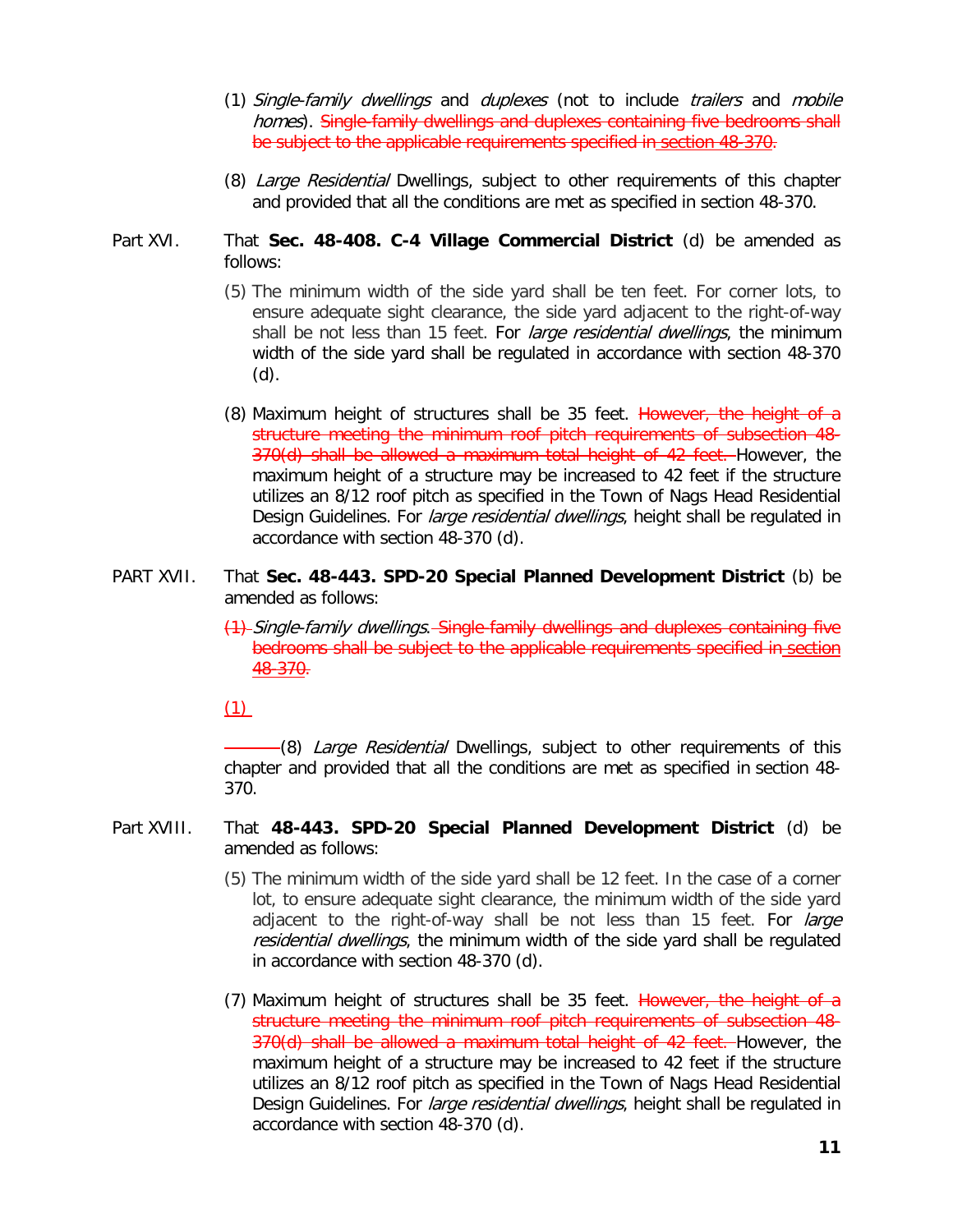(1) *Single-family dwellings* and *duplexes* (not to include *trailers* and *mobile homes*). ~~Single-family dwellings and duplexes containing five bedrooms shall be subject to the applicable requirements specified in section 48-370.~~

(8) *Large Residential* Dwellings, subject to other requirements of this chapter and provided that all the conditions are met as specified in section 48-370.

Part XVI. That **Sec. 48-408. C-4 Village Commercial District** (d) be amended as follows:

(5) The minimum width of the side yard shall be ten feet. For corner lots, to ensure adequate sight clearance, the side yard adjacent to the right-of-way shall be not less than 15 feet. For *large residential dwellings*, the minimum width of the side yard shall be regulated in accordance with section 48-370 (d).

(8) Maximum height of structures shall be 35 feet. ~~However, the height of a structure meeting the minimum roof pitch requirements of subsection 48-370(d) shall be allowed a maximum total height of 42 feet.~~ However, the maximum height of a structure may be increased to 42 feet if the structure utilizes an 8/12 roof pitch as specified in the Town of Nags Head Residential Design Guidelines. For *large residential dwellings*, height shall be regulated in accordance with section 48-370 (d).

PART XVII. That **Sec. 48-443. SPD-20 Special Planned Development District** (b) be amended as follows:

~~(1)~~ *Single-family dwellings*. ~~Single-family dwellings and duplexes containing five bedrooms shall be subject to the applicable requirements specified in section 48-370.~~

(1)

(8) *Large Residential* Dwellings, subject to other requirements of this chapter and provided that all the conditions are met as specified in section 48-370.

Part XVIII. That **48-443. SPD-20 Special Planned Development District** (d) be amended as follows:

(5) The minimum width of the side yard shall be 12 feet. In the case of a corner lot, to ensure adequate sight clearance, the minimum width of the side yard adjacent to the right-of-way shall be not less than 15 feet. For *large residential dwellings*, the minimum width of the side yard shall be regulated in accordance with section 48-370 (d).

(7) Maximum height of structures shall be 35 feet. ~~However, the height of a structure meeting the minimum roof pitch requirements of subsection 48-370(d) shall be allowed a maximum total height of 42 feet.~~ However, the maximum height of a structure may be increased to 42 feet if the structure utilizes an 8/12 roof pitch as specified in the Town of Nags Head Residential Design Guidelines. For *large residential dwellings*, height shall be regulated in accordance with section 48-370 (d).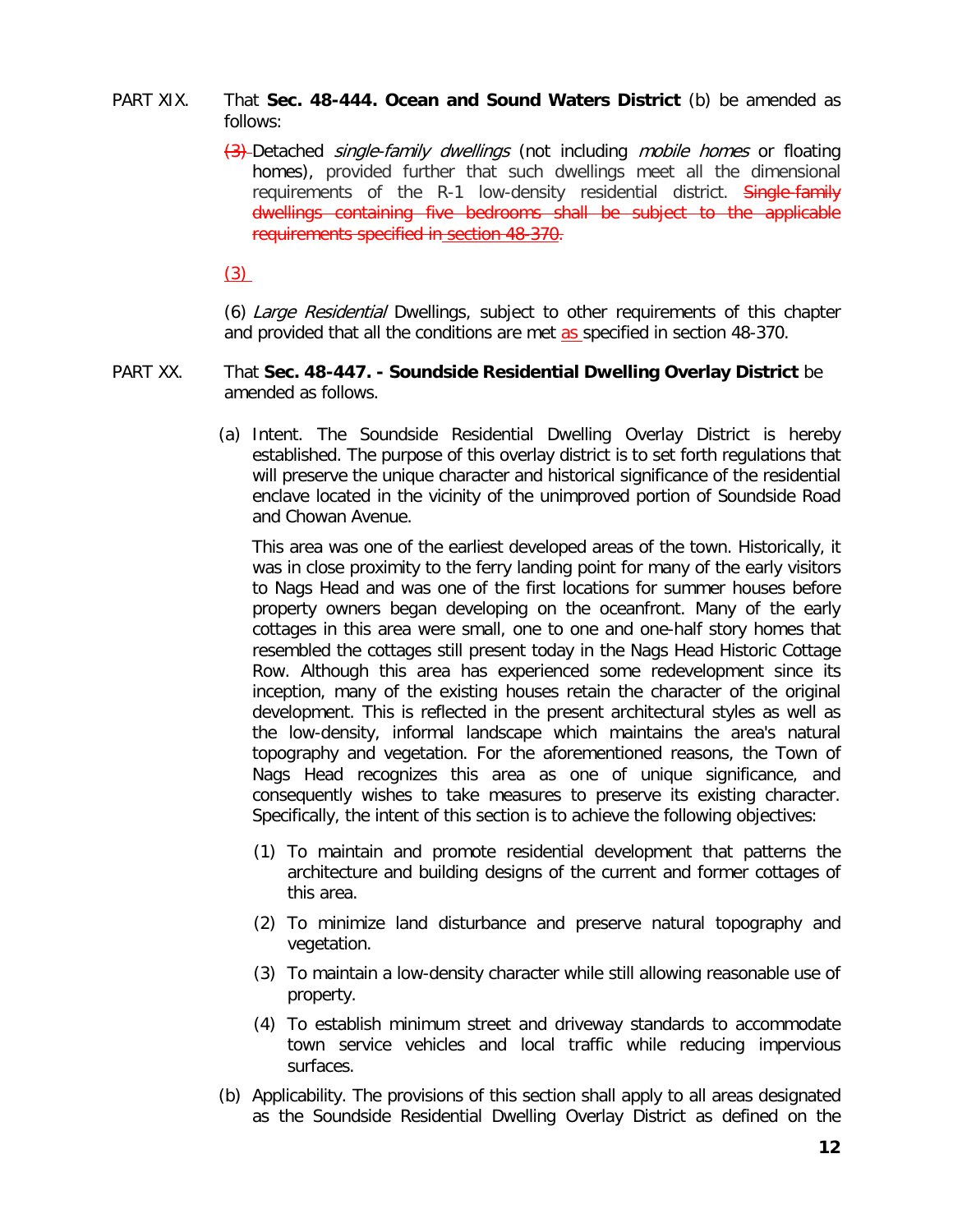PART XIX. That **Sec. 48-444. Ocean and Sound Waters District** (b) be amended as follows:

~~(3)~~ Detached *single-family dwellings* (not including *mobile homes* or floating homes), provided further that such dwellings meet all the dimensional requirements of the R-1 low-density residential district. ~~Single-family dwellings containing five bedrooms shall be subject to the applicable requirements specified in section 48-370.~~

(3)

(6) *Large Residential* Dwellings, subject to other requirements of this chapter and provided that all the conditions are met as specified in section 48-370.

PART XX. That **Sec. 48-447. - Soundside Residential Dwelling Overlay District** be amended as follows.

(a) Intent. The Soundside Residential Dwelling Overlay District is hereby established. The purpose of this overlay district is to set forth regulations that will preserve the unique character and historical significance of the residential enclave located in the vicinity of the unimproved portion of Soundside Road and Chowan Avenue.

This area was one of the earliest developed areas of the town. Historically, it was in close proximity to the ferry landing point for many of the early visitors to Nags Head and was one of the first locations for summer houses before property owners began developing on the oceanfront. Many of the early cottages in this area were small, one to one and one-half story homes that resembled the cottages still present today in the Nags Head Historic Cottage Row. Although this area has experienced some redevelopment since its inception, many of the existing houses retain the character of the original development. This is reflected in the present architectural styles as well as the low-density, informal landscape which maintains the area's natural topography and vegetation. For the aforementioned reasons, the Town of Nags Head recognizes this area as one of unique significance, and consequently wishes to take measures to preserve its existing character. Specifically, the intent of this section is to achieve the following objectives:

(1) To maintain and promote residential development that patterns the architecture and building designs of the current and former cottages of this area.

(2) To minimize land disturbance and preserve natural topography and vegetation.

(3) To maintain a low-density character while still allowing reasonable use of property.

(4) To establish minimum street and driveway standards to accommodate town service vehicles and local traffic while reducing impervious surfaces.

(b) Applicability. The provisions of this section shall apply to all areas designated as the Soundside Residential Dwelling Overlay District as defined on the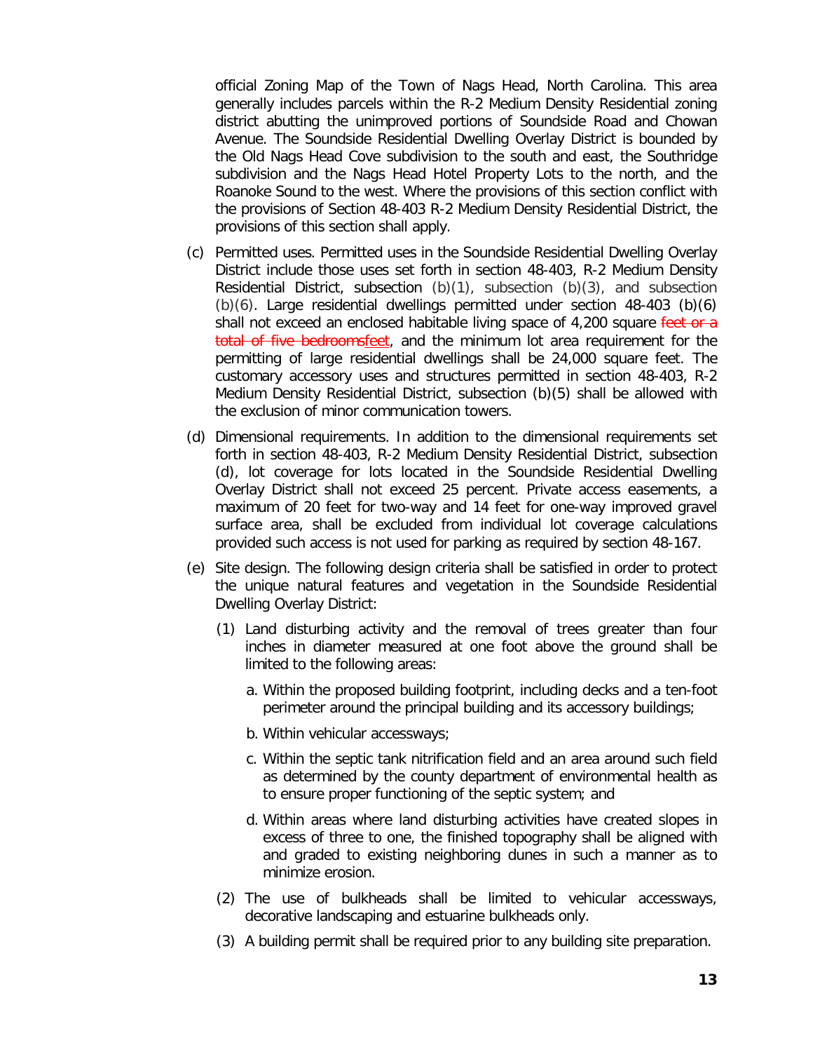official Zoning Map of the Town of Nags Head, North Carolina. This area generally includes parcels within the R-2 Medium Density Residential zoning district abutting the unimproved portions of Soundside Road and Chowan Avenue. The Soundside Residential Dwelling Overlay District is bounded by the Old Nags Head Cove subdivision to the south and east, the Southridge subdivision and the Nags Head Hotel Property Lots to the north, and the Roanoke Sound to the west. Where the provisions of this section conflict with the provisions of Section 48-403 R-2 Medium Density Residential District, the provisions of this section shall apply.

(c) Permitted uses. Permitted uses in the Soundside Residential Dwelling Overlay District include those uses set forth in section 48-403, R-2 Medium Density Residential District, subsection (b)(1), subsection (b)(3), and subsection (b)(6). Large residential dwellings permitted under section 48-403 (b)(6) shall not exceed an enclosed habitable living space of 4,200 square ~~feet or a total of five bedrooms~~feet, and the minimum lot area requirement for the permitting of large residential dwellings shall be 24,000 square feet. The customary accessory uses and structures permitted in section 48-403, R-2 Medium Density Residential District, subsection (b)(5) shall be allowed with the exclusion of minor communication towers.

(d) Dimensional requirements. In addition to the dimensional requirements set forth in section 48-403, R-2 Medium Density Residential District, subsection (d), lot coverage for lots located in the Soundside Residential Dwelling Overlay District shall not exceed 25 percent. Private access easements, a maximum of 20 feet for two-way and 14 feet for one-way improved gravel surface area, shall be excluded from individual lot coverage calculations provided such access is not used for parking as required by section 48-167.

(e) Site design. The following design criteria shall be satisfied in order to protect the unique natural features and vegetation in the Soundside Residential Dwelling Overlay District:

(1) Land disturbing activity and the removal of trees greater than four inches in diameter measured at one foot above the ground shall be limited to the following areas:

a. Within the proposed building footprint, including decks and a ten-foot perimeter around the principal building and its accessory buildings;

b. Within vehicular accessways;

c. Within the septic tank nitrification field and an area around such field as determined by the county department of environmental health as to ensure proper functioning of the septic system; and

d. Within areas where land disturbing activities have created slopes in excess of three to one, the finished topography shall be aligned with and graded to existing neighboring dunes in such a manner as to minimize erosion.

(2) The use of bulkheads shall be limited to vehicular accessways, decorative landscaping and estuarine bulkheads only.

(3) A building permit shall be required prior to any building site preparation.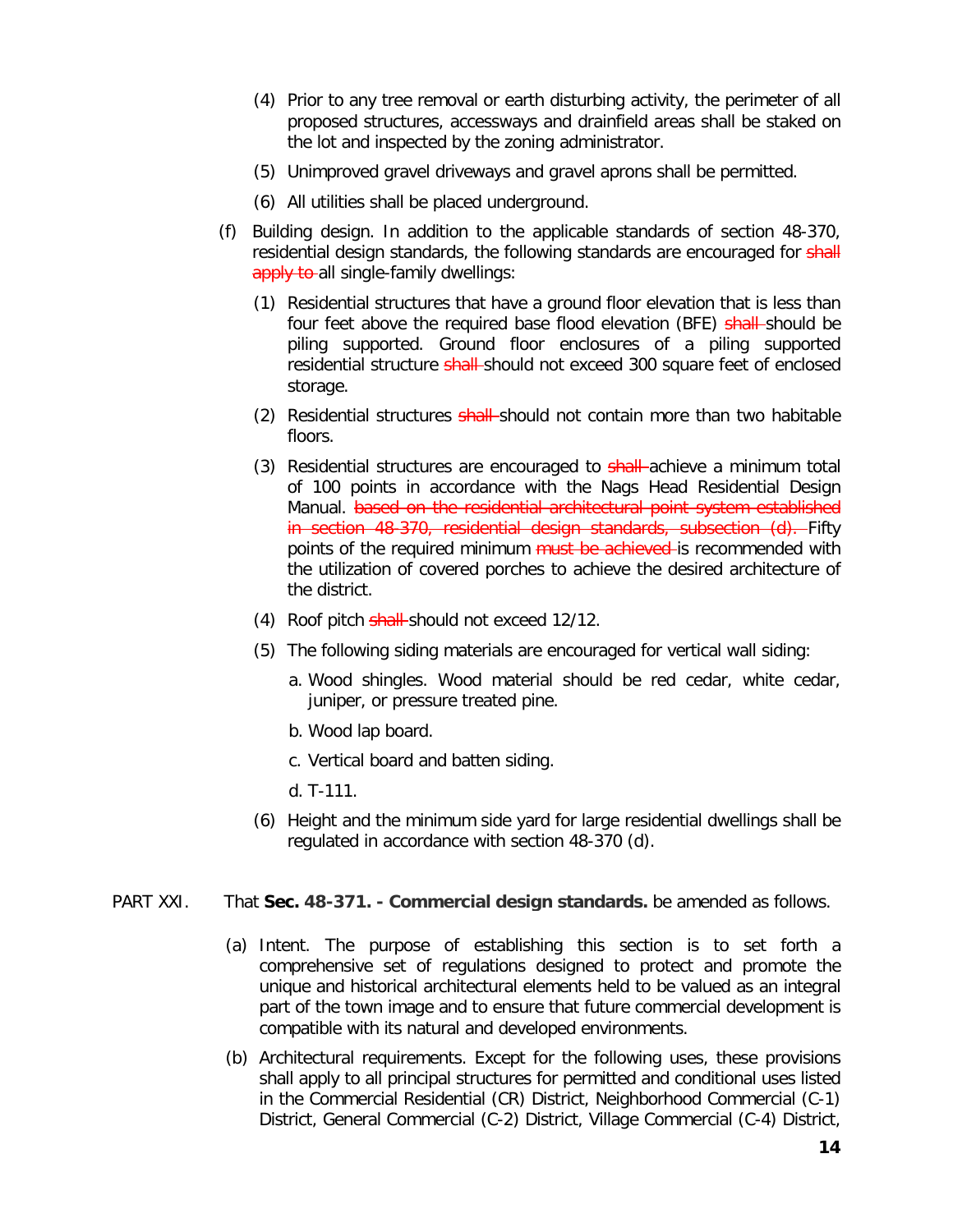(4) Prior to any tree removal or earth disturbing activity, the perimeter of all proposed structures, accessways and drainfield areas shall be staked on the lot and inspected by the zoning administrator.

(5) Unimproved gravel driveways and gravel aprons shall be permitted.

(6) All utilities shall be placed underground.

(f) Building design. In addition to the applicable standards of section 48-370, residential design standards, the following standards are encouraged for ~~shall apply to~~ all single-family dwellings:

(1) Residential structures that have a ground floor elevation that is less than four feet above the required base flood elevation (BFE) ~~shall~~ should be piling supported. Ground floor enclosures of a piling supported residential structure ~~shall~~ should not exceed 300 square feet of enclosed storage.

(2) Residential structures ~~shall~~ should not contain more than two habitable floors.

(3) Residential structures are encouraged to ~~shall~~ achieve a minimum total of 100 points in accordance with the Nags Head Residential Design Manual. ~~based on the residential architectural point system established in section 48-370, residential design standards, subsection (d).~~ Fifty points of the required minimum ~~must be achieved~~ is recommended with the utilization of covered porches to achieve the desired architecture of the district.

(4) Roof pitch ~~shall~~ should not exceed 12/12.

(5) The following siding materials are encouraged for vertical wall siding:

a. Wood shingles. Wood material should be red cedar, white cedar, juniper, or pressure treated pine.

b. Wood lap board.

c. Vertical board and batten siding.

d. T-111.

(6) Height and the minimum side yard for large residential dwellings shall be regulated in accordance with section 48-370 (d).

PART XXI. That **Sec. 48-371. - Commercial design standards.** be amended as follows.

(a) Intent. The purpose of establishing this section is to set forth a comprehensive set of regulations designed to protect and promote the unique and historical architectural elements held to be valued as an integral part of the town image and to ensure that future commercial development is compatible with its natural and developed environments.

(b) Architectural requirements. Except for the following uses, these provisions shall apply to all principal structures for permitted and conditional uses listed in the Commercial Residential (CR) District, Neighborhood Commercial (C-1) District, General Commercial (C-2) District, Village Commercial (C-4) District,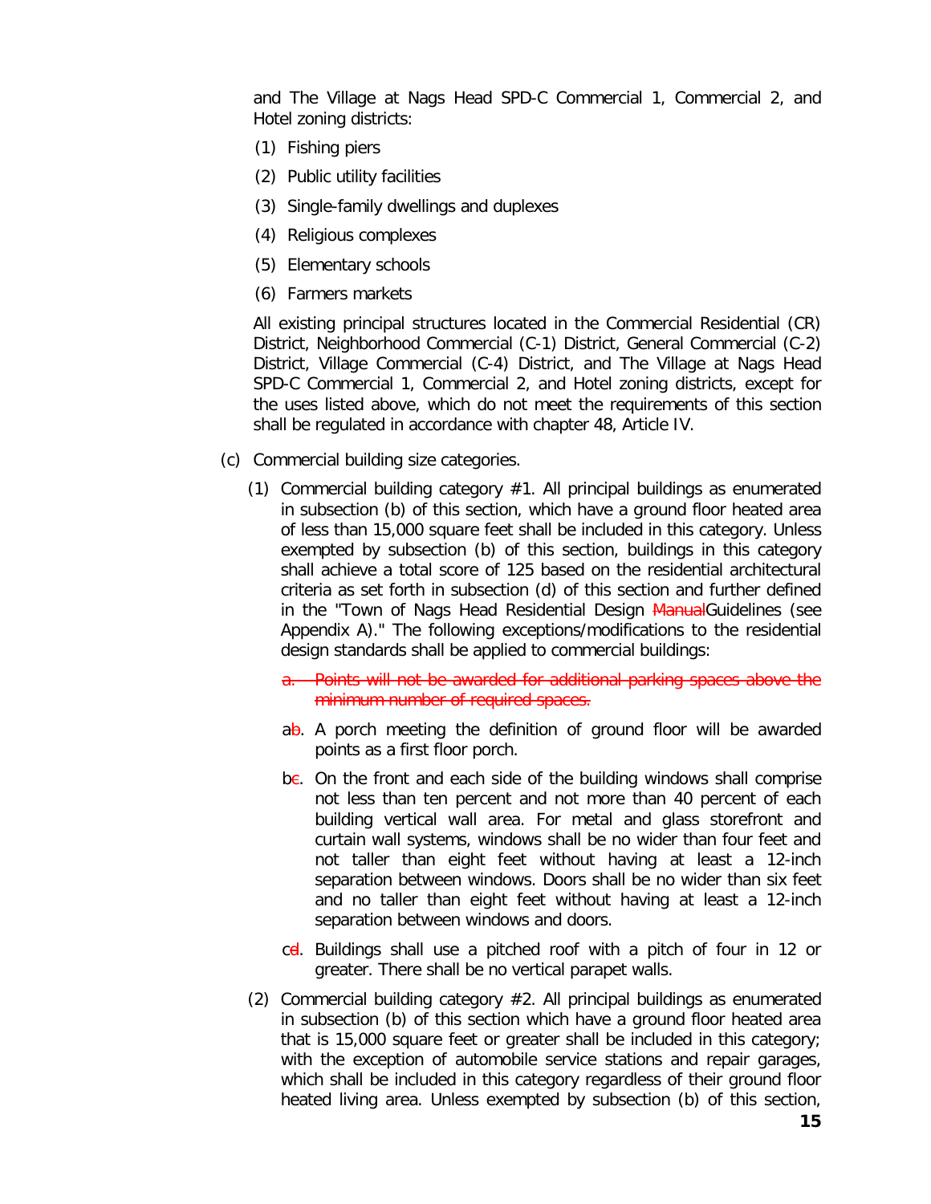and The Village at Nags Head SPD-C Commercial 1, Commercial 2, and Hotel zoning districts:

(1) Fishing piers

(2) Public utility facilities

(3) Single-family dwellings and duplexes

(4) Religious complexes

(5) Elementary schools

(6) Farmers markets

All existing principal structures located in the Commercial Residential (CR) District, Neighborhood Commercial (C-1) District, General Commercial (C-2) District, Village Commercial (C-4) District, and The Village at Nags Head SPD-C Commercial 1, Commercial 2, and Hotel zoning districts, except for the uses listed above, which do not meet the requirements of this section shall be regulated in accordance with chapter 48, Article IV.

(c) Commercial building size categories.

(1) Commercial building category #1. All principal buildings as enumerated in subsection (b) of this section, which have a ground floor heated area of less than 15,000 square feet shall be included in this category. Unless exempted by subsection (b) of this section, buildings in this category shall achieve a total score of 125 based on the residential architectural criteria as set forth in subsection (d) of this section and further defined in the "Town of Nags Head Residential Design ~~Manual~~Guidelines (see Appendix A)." The following exceptions/modifications to the residential design standards shall be applied to commercial buildings:

~~a. Points will not be awarded for additional parking spaces above the minimum number of required spaces.~~

a~~b~~. A porch meeting the definition of ground floor will be awarded points as a first floor porch.

b~~c~~. On the front and each side of the building windows shall comprise not less than ten percent and not more than 40 percent of each building vertical wall area. For metal and glass storefront and curtain wall systems, windows shall be no wider than four feet and not taller than eight feet without having at least a 12-inch separation between windows. Doors shall be no wider than six feet and no taller than eight feet without having at least a 12-inch separation between windows and doors.

c~~d~~. Buildings shall use a pitched roof with a pitch of four in 12 or greater. There shall be no vertical parapet walls.

(2) Commercial building category #2. All principal buildings as enumerated in subsection (b) of this section which have a ground floor heated area that is 15,000 square feet or greater shall be included in this category; with the exception of automobile service stations and repair garages, which shall be included in this category regardless of their ground floor heated living area. Unless exempted by subsection (b) of this section,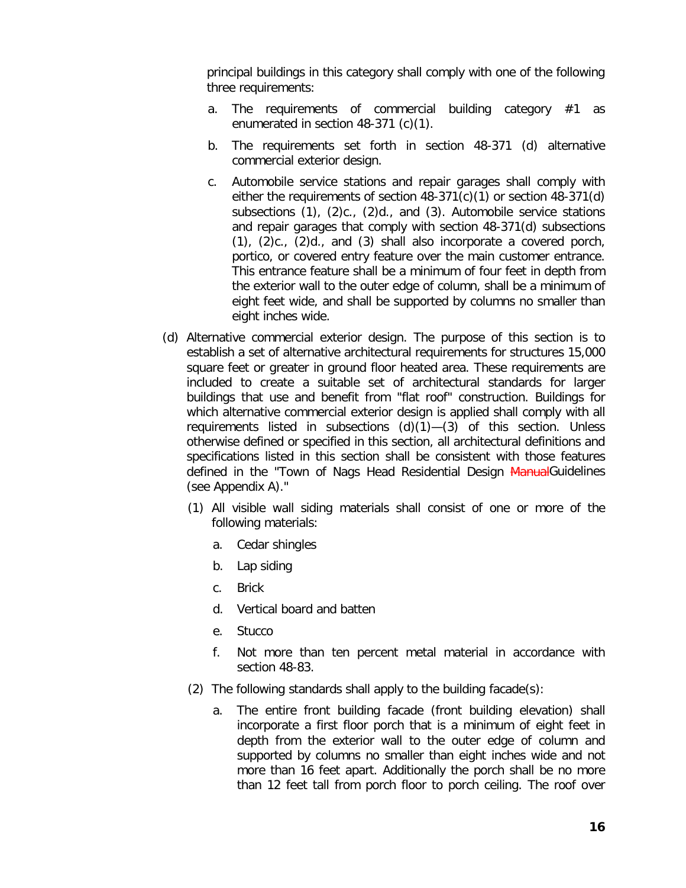principal buildings in this category shall comply with one of the following three requirements:

a. The requirements of commercial building category #1 as enumerated in section 48-371 (c)(1).

b. The requirements set forth in section 48-371 (d) alternative commercial exterior design.

c. Automobile service stations and repair garages shall comply with either the requirements of section 48-371(c)(1) or section 48-371(d) subsections (1), (2)c., (2)d., and (3). Automobile service stations and repair garages that comply with section 48-371(d) subsections (1), (2)c., (2)d., and (3) shall also incorporate a covered porch, portico, or covered entry feature over the main customer entrance. This entrance feature shall be a minimum of four feet in depth from the exterior wall to the outer edge of column, shall be a minimum of eight feet wide, and shall be supported by columns no smaller than eight inches wide.

(d) Alternative commercial exterior design. The purpose of this section is to establish a set of alternative architectural requirements for structures 15,000 square feet or greater in ground floor heated area. These requirements are included to create a suitable set of architectural standards for larger buildings that use and benefit from "flat roof" construction. Buildings for which alternative commercial exterior design is applied shall comply with all requirements listed in subsections (d)(1)—(3) of this section. Unless otherwise defined or specified in this section, all architectural definitions and specifications listed in this section shall be consistent with those features defined in the "Town of Nags Head Residential Design ~~Manual~~Guidelines (see Appendix A)."

(1) All visible wall siding materials shall consist of one or more of the following materials:

a. Cedar shingles

b. Lap siding

c. Brick

d. Vertical board and batten

e. Stucco

f. Not more than ten percent metal material in accordance with section 48-83.

(2) The following standards shall apply to the building facade(s):

a. The entire front building facade (front building elevation) shall incorporate a first floor porch that is a minimum of eight feet in depth from the exterior wall to the outer edge of column and supported by columns no smaller than eight inches wide and not more than 16 feet apart. Additionally the porch shall be no more than 12 feet tall from porch floor to porch ceiling. The roof over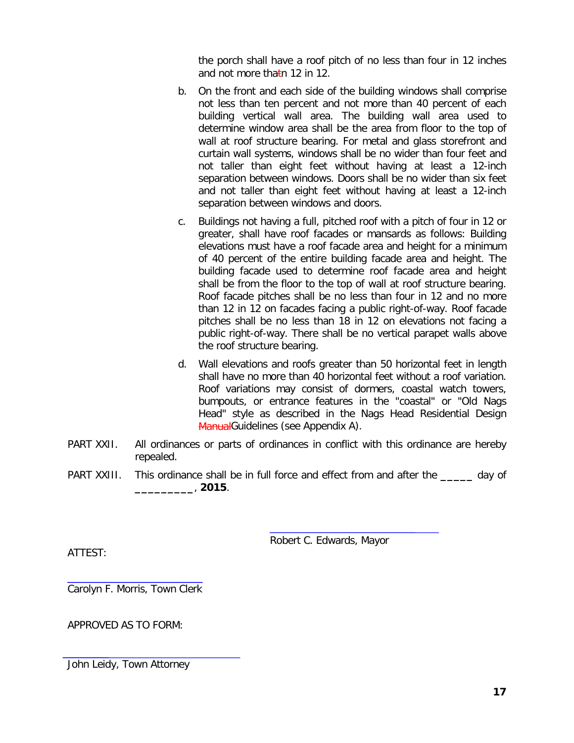the porch shall have a roof pitch of no less than four in 12 inches and not more than 12 in 12.

b. On the front and each side of the building windows shall comprise not less than ten percent and not more than 40 percent of each building vertical wall area. The building wall area used to determine window area shall be the area from floor to the top of wall at roof structure bearing. For metal and glass storefront and curtain wall systems, windows shall be no wider than four feet and not taller than eight feet without having at least a 12-inch separation between windows. Doors shall be no wider than six feet and not taller than eight feet without having at least a 12-inch separation between windows and doors.

c. Buildings not having a full, pitched roof with a pitch of four in 12 or greater, shall have roof facades or mansards as follows: Building elevations must have a roof facade area and height for a minimum of 40 percent of the entire building facade area and height. The building facade used to determine roof facade area and height shall be from the floor to the top of wall at roof structure bearing. Roof facade pitches shall be no less than four in 12 and no more than 12 in 12 on facades facing a public right-of-way. Roof facade pitches shall be no less than 18 in 12 on elevations not facing a public right-of-way. There shall be no vertical parapet walls above the roof structure bearing.

d. Wall elevations and roofs greater than 50 horizontal feet in length shall have no more than 40 horizontal feet without a roof variation. Roof variations may consist of dormers, coastal watch towers, bumpouts, or entrance features in the "coastal" or "Old Nags Head" style as described in the Nags Head Residential Design ~~Manual~~Guidelines (see Appendix A).

PART XXII. All ordinances or parts of ordinances in conflict with this ordinance are hereby repealed.

PART XXIII. This ordinance shall be in full force and effect from and after the _____ day of _________, **2015**.

______________________________
Robert C. Edwards, Mayor

ATTEST:

______________________________
Carolyn F. Morris, Town Clerk

APPROVED AS TO FORM:

______________________________
John Leidy, Town Attorney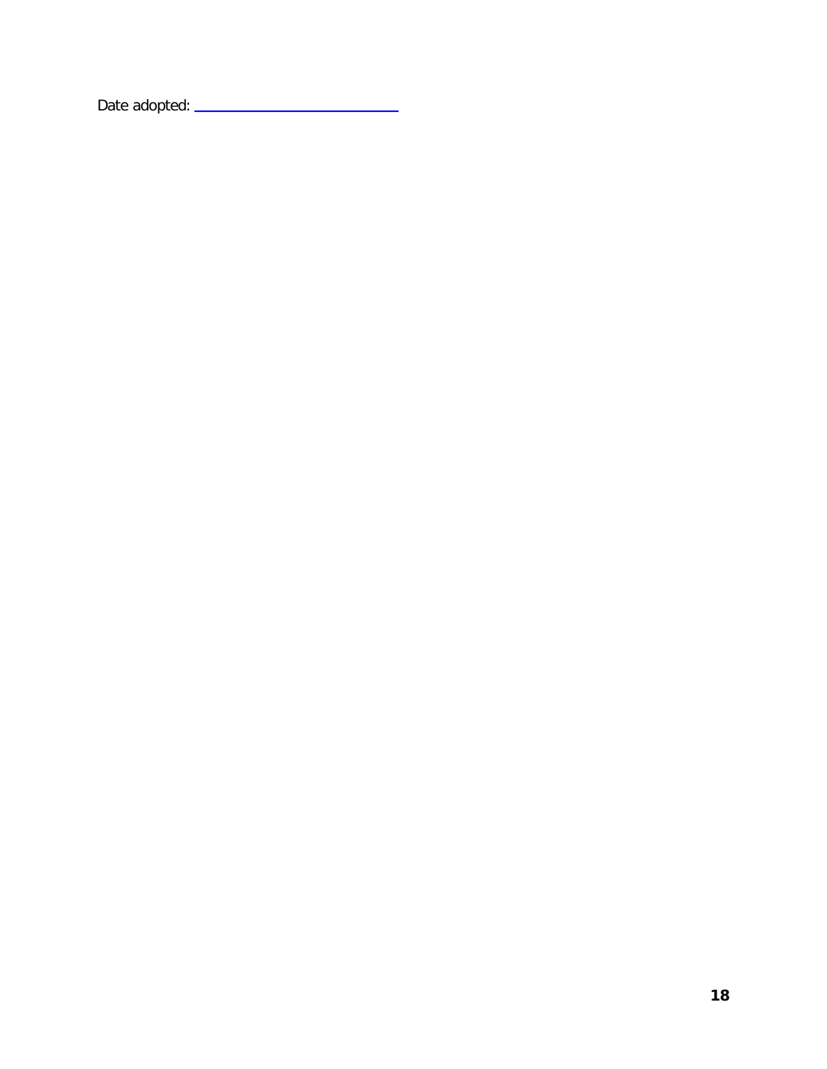Date adopted: ___________________________